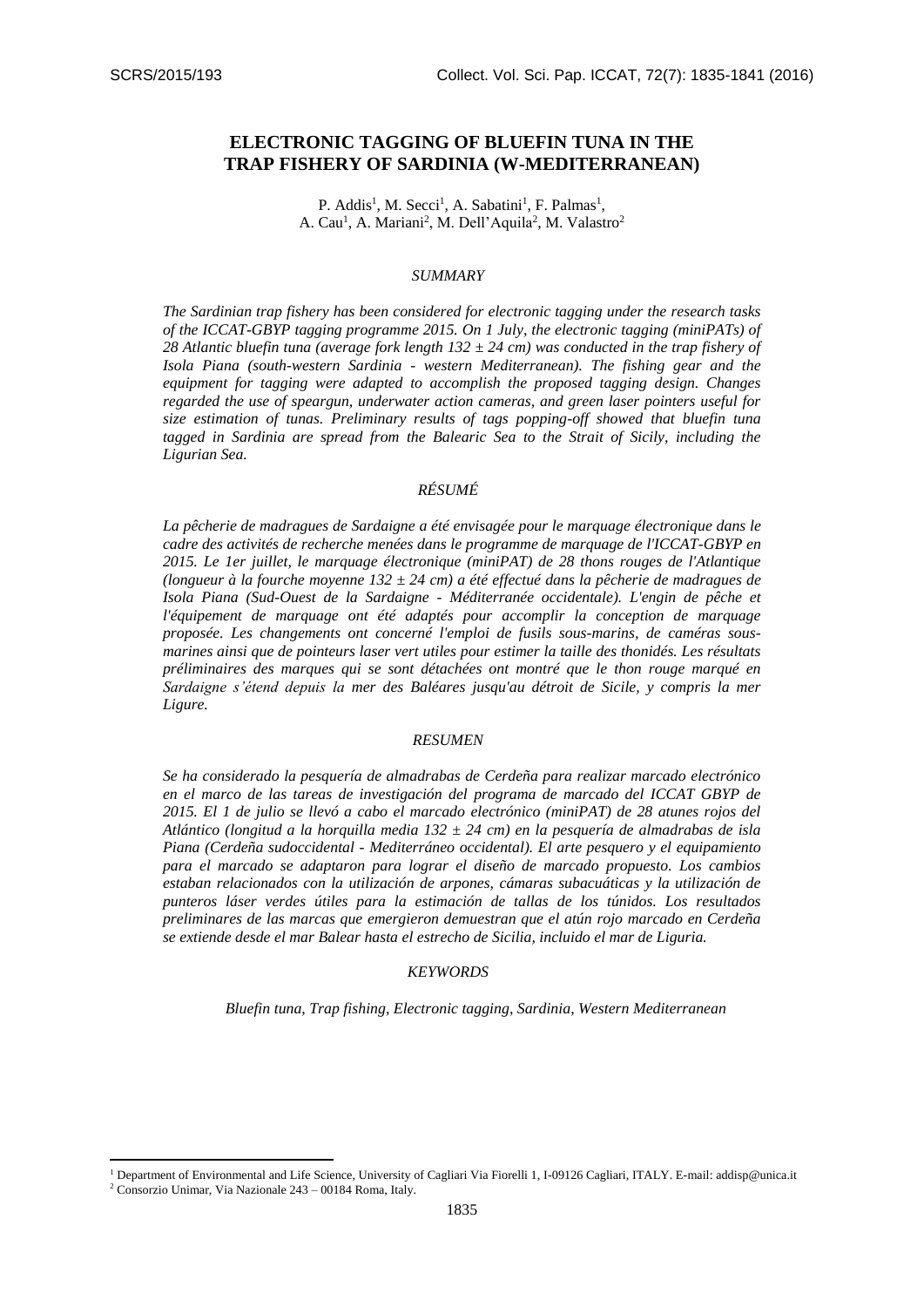# ELECTRONIC TAGGING OF BLUEFIN TUNA IN THE TRAP FISHERY OF SARDINIA (W-MEDITERRANEAN)

P. Addis[1], M. Secci[1], A. Sabatini[1], F. Palmas[1], A. Cau[1], A. Mariani[2], M. Dell'Aquila[2], M. Valastro[2]

## *SUMMARY*

*The Sardinian trap fishery has been considered for electronic tagging under the research tasks of the ICCAT-GBYP tagging programme 2015. On 1 July, the electronic tagging (miniPATs) of 28 Atlantic bluefin tuna (average fork length 132 ± 24 cm) was conducted in the trap fishery of Isola Piana (south-western Sardinia - western Mediterranean). The fishing gear and the equipment for tagging were adapted to accomplish the proposed tagging design. Changes regarded the use of speargun, underwater action cameras, and green laser pointers useful for size estimation of tunas. Preliminary results of tags popping-off showed that bluefin tuna tagged in Sardinia are spread from the Balearic Sea to the Strait of Sicily, including the Ligurian Sea.*

## *RÉSUMÉ*

*La pêcherie de madragues de Sardaigne a été envisagée pour le marquage électronique dans le cadre des activités de recherche menées dans le programme de marquage de l'ICCAT-GBYP en 2015. Le 1er juillet, le marquage électronique (miniPAT) de 28 thons rouges de l'Atlantique (longueur à la fourche moyenne 132 ± 24 cm) a été effectué dans la pêcherie de madragues de Isola Piana (Sud-Ouest de la Sardaigne - Méditerranée occidentale). L'engin de pêche et l'équipement de marquage ont été adaptés pour accomplir la conception de marquage proposée. Les changements ont concerné l'emploi de fusils sous-marins, de caméras sous-marines ainsi que de pointeurs laser vert utiles pour estimer la taille des thonidés. Les résultats préliminaires des marques qui se sont détachées ont montré que le thon rouge marqué en Sardaigne s'étend depuis la mer des Baléares jusqu'au détroit de Sicile, y compris la mer Ligure.*

## *RESUMEN*

*Se ha considerado la pesquería de almadrabas de Cerdeña para realizar marcado electrónico en el marco de las tareas de investigación del programa de marcado del ICCAT GBYP de 2015. El 1 de julio se llevó a cabo el marcado electrónico (miniPAT) de 28 atunes rojos del Atlántico (longitud a la horquilla media 132 ± 24 cm) en la pesquería de almadrabas de isla Piana (Cerdeña sudoccidental - Mediterráneo occidental). El arte pesquero y el equipamiento para el marcado se adaptaron para lograr el diseño de marcado propuesto. Los cambios estaban relacionados con la utilización de arpones, cámaras subacuáticas y la utilización de punteros láser verdes útiles para la estimación de tallas de los túnidos. Los resultados preliminares de las marcas que emergieron demuestran que el atún rojo marcado en Cerdeña se extiende desde el mar Balear hasta el estrecho de Sicilia, incluido el mar de Liguria.*

## *KEYWORDS*

*Bluefin tuna, Trap fishing, Electronic tagging, Sardinia, Western Mediterranean*

---

[1] Department of Environmental and Life Science, University of Cagliari Via Fiorelli 1, I-09126 Cagliari, ITALY. E-mail: addisp@unica.it

[2] Consorzio Unimar, Via Nazionale 243 – 00184 Roma, Italy.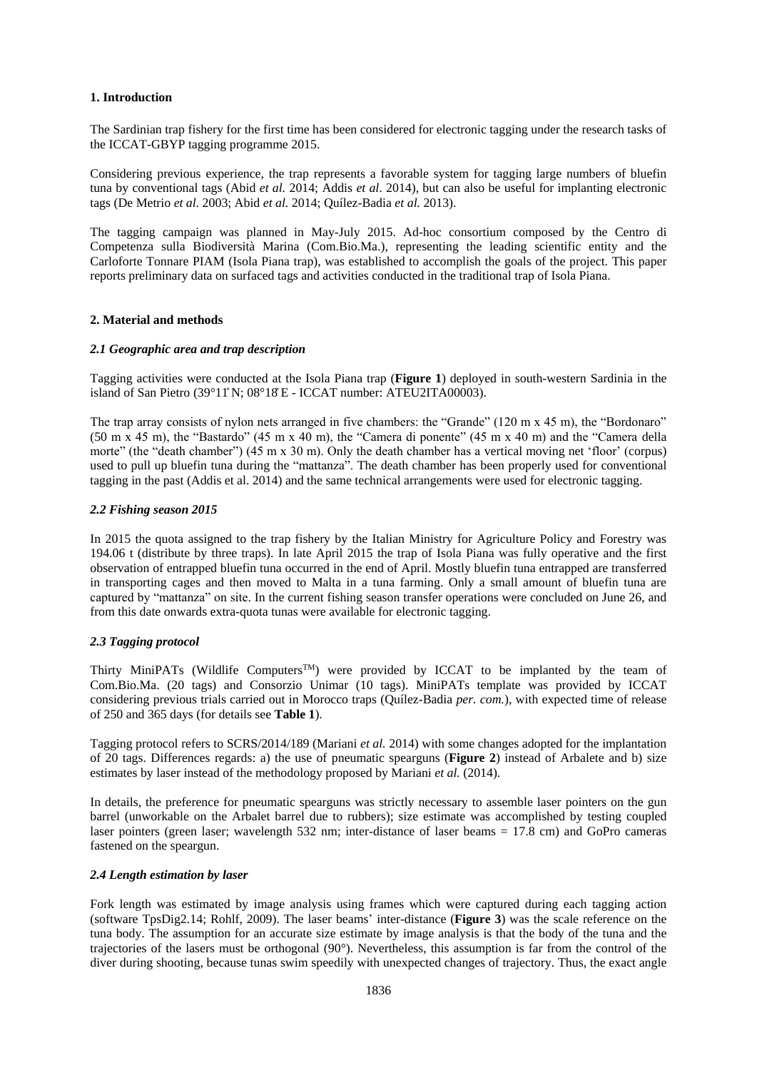## 1. Introduction

The Sardinian trap fishery for the first time has been considered for electronic tagging under the research tasks of the ICCAT-GBYP tagging programme 2015.

Considering previous experience, the trap represents a favorable system for tagging large numbers of bluefin tuna by conventional tags (Abid *et al.* 2014; Addis *et al*. 2014), but can also be useful for implanting electronic tags (De Metrio *et al.* 2003; Abid *et al.* 2014; Quílez-Badia *et al.* 2013).

The tagging campaign was planned in May-July 2015. Ad-hoc consortium composed by the Centro di Competenza sulla Biodiversità Marina (Com.Bio.Ma.), representing the leading scientific entity and the Carloforte Tonnare PIAM (Isola Piana trap), was established to accomplish the goals of the project. This paper reports preliminary data on surfaced tags and activities conducted in the traditional trap of Isola Piana.

## 2. Material and methods

### *2.1 Geographic area and trap description*

Tagging activities were conducted at the Isola Piana trap (**Figure 1**) deployed in south-western Sardinia in the island of San Pietro (39°11' N; 08°18' E - ICCAT number: ATEU2ITA00003).

The trap array consists of nylon nets arranged in five chambers: the "Grande" (120 m x 45 m), the "Bordonaro" (50 m x 45 m), the "Bastardo" (45 m x 40 m), the "Camera di ponente" (45 m x 40 m) and the "Camera della morte" (the "death chamber") (45 m x 30 m). Only the death chamber has a vertical moving net 'floor' (corpus) used to pull up bluefin tuna during the "mattanza". The death chamber has been properly used for conventional tagging in the past (Addis et al. 2014) and the same technical arrangements were used for electronic tagging.

### *2.2 Fishing season 2015*

In 2015 the quota assigned to the trap fishery by the Italian Ministry for Agriculture Policy and Forestry was 194.06 t (distribute by three traps). In late April 2015 the trap of Isola Piana was fully operative and the first observation of entrapped bluefin tuna occurred in the end of April. Mostly bluefin tuna entrapped are transferred in transporting cages and then moved to Malta in a tuna farming. Only a small amount of bluefin tuna are captured by "mattanza" on site. In the current fishing season transfer operations were concluded on June 26, and from this date onwards extra-quota tunas were available for electronic tagging.

### *2.3 Tagging protocol*

Thirty MiniPATs (Wildlife Computers™) were provided by ICCAT to be implanted by the team of Com.Bio.Ma. (20 tags) and Consorzio Unimar (10 tags). MiniPATs template was provided by ICCAT considering previous trials carried out in Morocco traps (Quílez-Badia *per. com.*), with expected time of release of 250 and 365 days (for details see **Table 1**).

Tagging protocol refers to SCRS/2014/189 (Mariani *et al.* 2014) with some changes adopted for the implantation of 20 tags. Differences regards: a) the use of pneumatic spearguns (**Figure 2**) instead of Arbalete and b) size estimates by laser instead of the methodology proposed by Mariani *et al.* (2014).

In details, the preference for pneumatic spearguns was strictly necessary to assemble laser pointers on the gun barrel (unworkable on the Arbalet barrel due to rubbers); size estimate was accomplished by testing coupled laser pointers (green laser; wavelength 532 nm; inter-distance of laser beams = 17.8 cm) and GoPro cameras fastened on the speargun.

### *2.4 Length estimation by laser*

Fork length was estimated by image analysis using frames which were captured during each tagging action (software TpsDig2.14; Rohlf, 2009). The laser beams' inter-distance (**Figure 3**) was the scale reference on the tuna body. The assumption for an accurate size estimate by image analysis is that the body of the tuna and the trajectories of the lasers must be orthogonal (90°). Nevertheless, this assumption is far from the control of the diver during shooting, because tunas swim speedily with unexpected changes of trajectory. Thus, the exact angle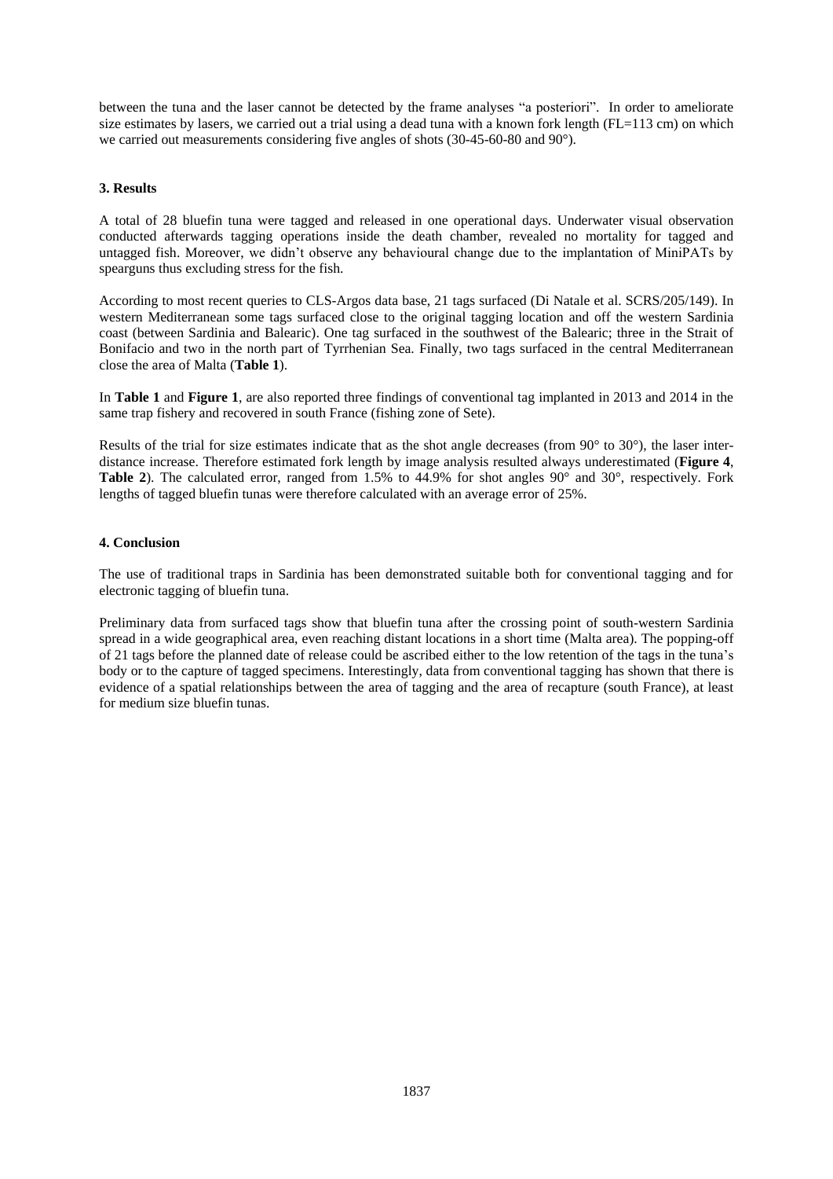between the tuna and the laser cannot be detected by the frame analyses "a posteriori". In order to ameliorate size estimates by lasers, we carried out a trial using a dead tuna with a known fork length (FL=113 cm) on which we carried out measurements considering five angles of shots (30-45-60-80 and 90°).

## 3. Results

A total of 28 bluefin tuna were tagged and released in one operational days. Underwater visual observation conducted afterwards tagging operations inside the death chamber, revealed no mortality for tagged and untagged fish. Moreover, we didn't observe any behavioural change due to the implantation of MiniPATs by spearguns thus excluding stress for the fish.

According to most recent queries to CLS-Argos data base, 21 tags surfaced (Di Natale et al. SCRS/205/149). In western Mediterranean some tags surfaced close to the original tagging location and off the western Sardinia coast (between Sardinia and Balearic). One tag surfaced in the southwest of the Balearic; three in the Strait of Bonifacio and two in the north part of Tyrrhenian Sea. Finally, two tags surfaced in the central Mediterranean close the area of Malta (**Table 1**).

In **Table 1** and **Figure 1**, are also reported three findings of conventional tag implanted in 2013 and 2014 in the same trap fishery and recovered in south France (fishing zone of Sete).

Results of the trial for size estimates indicate that as the shot angle decreases (from 90° to 30°), the laser inter-distance increase. Therefore estimated fork length by image analysis resulted always underestimated (**Figure 4**, **Table 2**). The calculated error, ranged from 1.5% to 44.9% for shot angles 90° and 30°, respectively. Fork lengths of tagged bluefin tunas were therefore calculated with an average error of 25%.

## 4. Conclusion

The use of traditional traps in Sardinia has been demonstrated suitable both for conventional tagging and for electronic tagging of bluefin tuna.

Preliminary data from surfaced tags show that bluefin tuna after the crossing point of south-western Sardinia spread in a wide geographical area, even reaching distant locations in a short time (Malta area). The popping-off of 21 tags before the planned date of release could be ascribed either to the low retention of the tags in the tuna's body or to the capture of tagged specimens. Interestingly, data from conventional tagging has shown that there is evidence of a spatial relationships between the area of tagging and the area of recapture (south France), at least for medium size bluefin tunas.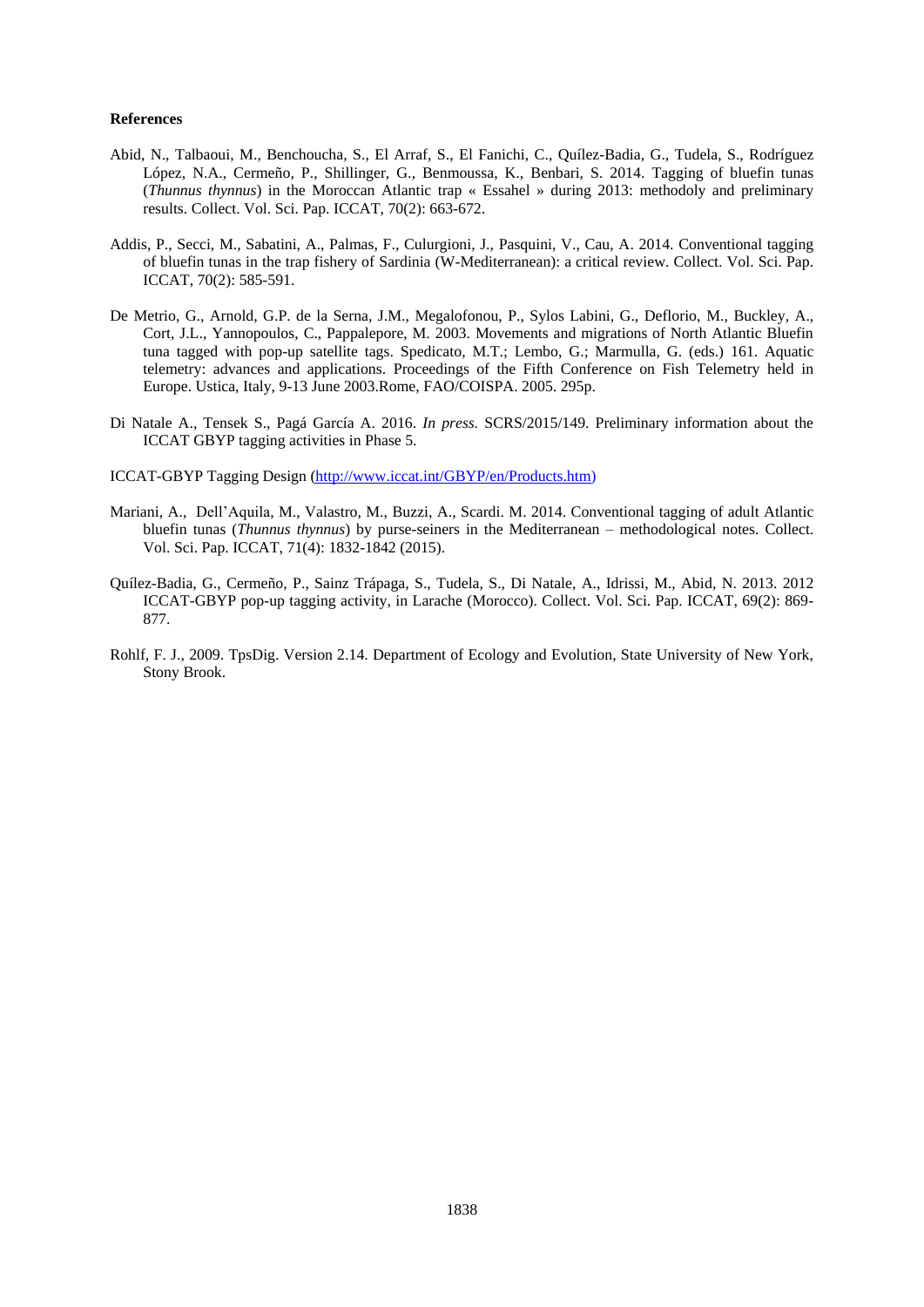**References**

Abid, N., Talbaoui, M., Benchoucha, S., El Arraf, S., El Fanichi, C., Quílez-Badia, G., Tudela, S., Rodríguez López, N.A., Cermeño, P., Shillinger, G., Benmoussa, K., Benbari, S. 2014. Tagging of bluefin tunas (*Thunnus thynnus*) in the Moroccan Atlantic trap « Essahel » during 2013: methodoly and preliminary results. Collect. Vol. Sci. Pap. ICCAT, 70(2): 663-672.

Addis, P., Secci, M., Sabatini, A., Palmas, F., Culurgioni, J., Pasquini, V., Cau, A. 2014. Conventional tagging of bluefin tunas in the trap fishery of Sardinia (W-Mediterranean): a critical review. Collect. Vol. Sci. Pap. ICCAT, 70(2): 585-591.

De Metrio, G., Arnold, G.P. de la Serna, J.M., Megalofonou, P., Sylos Labini, G., Deflorio, M., Buckley, A., Cort, J.L., Yannopoulos, C., Pappalepore, M. 2003. Movements and migrations of North Atlantic Bluefin tuna tagged with pop-up satellite tags. Spedicato, M.T.; Lembo, G.; Marmulla, G. (eds.) 161. Aquatic telemetry: advances and applications. Proceedings of the Fifth Conference on Fish Telemetry held in Europe. Ustica, Italy, 9-13 June 2003.Rome, FAO/COISPA. 2005. 295p.

Di Natale A., Tensek S., Pagá García A. 2016. *In press.* SCRS/2015/149. Preliminary information about the ICCAT GBYP tagging activities in Phase 5.

ICCAT-GBYP Tagging Design (http://www.iccat.int/GBYP/en/Products.htm)

Mariani, A., Dell'Aquila, M., Valastro, M., Buzzi, A., Scardi. M. 2014. Conventional tagging of adult Atlantic bluefin tunas (*Thunnus thynnus*) by purse-seiners in the Mediterranean – methodological notes. Collect. Vol. Sci. Pap. ICCAT, 71(4): 1832-1842 (2015).

Quílez-Badia, G., Cermeño, P., Sainz Trápaga, S., Tudela, S., Di Natale, A., Idrissi, M., Abid, N. 2013. 2012 ICCAT-GBYP pop-up tagging activity, in Larache (Morocco). Collect. Vol. Sci. Pap. ICCAT, 69(2): 869-877.

Rohlf, F. J., 2009. TpsDig. Version 2.14. Department of Ecology and Evolution, State University of New York, Stony Brook.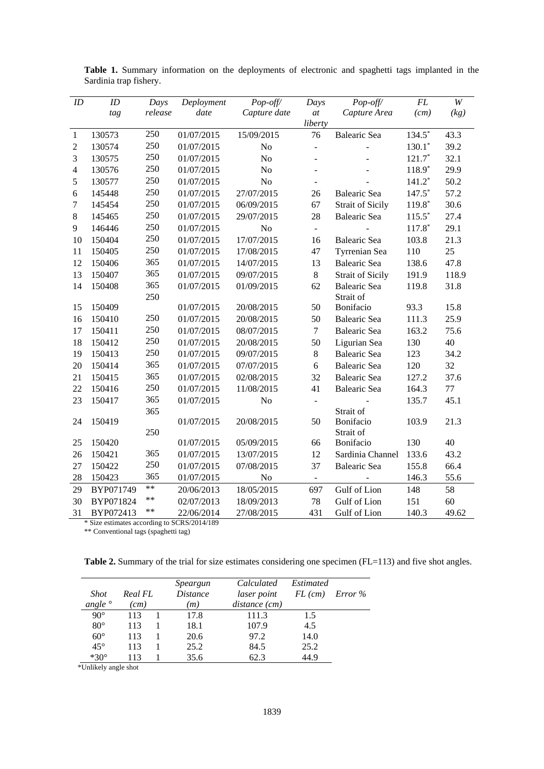**Table 1.** Summary information on the deployments of electronic and spaghetti tags implanted in the Sardinia trap fishery.

| *ID* | *ID tag* | *Days release* | *Deployment date* | *Pop-off/ Capture date* | *Days at liberty* | *Pop-off/ Capture Area* | *FL (cm)* | *W (kg)* |
|---|---|---|---|---|---|---|---|---|
| 1 | 130573 | 250 | 01/07/2015 | 15/09/2015 | 76 | Balearic Sea | 134.5* | 43.3 |
| 2 | 130574 | 250 | 01/07/2015 | No | - | - | 130.1* | 39.2 |
| 3 | 130575 | 250 | 01/07/2015 | No | - | - | 121.7* | 32.1 |
| 4 | 130576 | 250 | 01/07/2015 | No | - | - | 118.9* | 29.9 |
| 5 | 130577 | 250 | 01/07/2015 | No | - | - | 141.2* | 50.2 |
| 6 | 145448 | 250 | 01/07/2015 | 27/07/2015 | 26 | Balearic Sea | 147.5* | 57.2 |
| 7 | 145454 | 250 | 01/07/2015 | 06/09/2015 | 67 | Strait of Sicily | 119.8* | 30.6 |
| 8 | 145465 | 250 | 01/07/2015 | 29/07/2015 | 28 | Balearic Sea | 115.5* | 27.4 |
| 9 | 146446 | 250 | 01/07/2015 | No | - | - | 117.8* | 29.1 |
| 10 | 150404 | 250 | 01/07/2015 | 17/07/2015 | 16 | Balearic Sea | 103.8 | 21.3 |
| 11 | 150405 | 250 | 01/07/2015 | 17/08/2015 | 47 | Tyrrenian Sea | 110 | 25 |
| 12 | 150406 | 365 | 01/07/2015 | 14/07/2015 | 13 | Balearic Sea | 138.6 | 47.8 |
| 13 | 150407 | 365 | 01/07/2015 | 09/07/2015 | 8 | Strait of Sicily | 191.9 | 118.9 |
| 14 | 150408 | 365 | 01/07/2015 | 01/09/2015 | 62 | Balearic Sea | 119.8 | 31.8 |
| 15 | 150409 | 250 | 01/07/2015 | 20/08/2015 | 50 | Strait of Bonifacio | 93.3 | 15.8 |
| 16 | 150410 | 250 | 01/07/2015 | 20/08/2015 | 50 | Balearic Sea | 111.3 | 25.9 |
| 17 | 150411 | 250 | 01/07/2015 | 08/07/2015 | 7 | Balearic Sea | 163.2 | 75.6 |
| 18 | 150412 | 250 | 01/07/2015 | 20/08/2015 | 50 | Ligurian Sea | 130 | 40 |
| 19 | 150413 | 250 | 01/07/2015 | 09/07/2015 | 8 | Balearic Sea | 123 | 34.2 |
| 20 | 150414 | 365 | 01/07/2015 | 07/07/2015 | 6 | Balearic Sea | 120 | 32 |
| 21 | 150415 | 365 | 01/07/2015 | 02/08/2015 | 32 | Balearic Sea | 127.2 | 37.6 |
| 22 | 150416 | 250 | 01/07/2015 | 11/08/2015 | 41 | Balearic Sea | 164.3 | 77 |
| 23 | 150417 | 365 | 01/07/2015 | No | - | - | 135.7 | 45.1 |
| 24 | 150419 | 365 | 01/07/2015 | 20/08/2015 | 50 | Strait of Bonifacio | 103.9 | 21.3 |
| 25 | 150420 | 250 | 01/07/2015 | 05/09/2015 | 66 | Strait of Bonifacio | 130 | 40 |
| 26 | 150421 | 365 | 01/07/2015 | 13/07/2015 | 12 | Sardinia Channel | 133.6 | 43.2 |
| 27 | 150422 | 250 | 01/07/2015 | 07/08/2015 | 37 | Balearic Sea | 155.8 | 66.4 |
| 28 | 150423 | 365 | 01/07/2015 | No | - | - | 146.3 | 55.6 |
| 29 | BYP071749 | ** | 20/06/2013 | 18/05/2015 | 697 | Gulf of Lion | 148 | 58 |
| 30 | BYP071824 | ** | 02/07/2013 | 18/09/2013 | 78 | Gulf of Lion | 151 | 60 |
| 31 | BYP072413 | ** | 22/06/2014 | 27/08/2015 | 431 | Gulf of Lion | 140.3 | 49.62 |

\* Size estimates according to SCRS/2014/189

** Conventional tags (spaghetti tag)

**Table 2.** Summary of the trial for size estimates considering one specimen (FL=113) and five shot angles.

| *Shot angle °* | *Real FL (cm)* | | *Speargun Distance (m)* | *Calculated laser point distance (cm)* | *Estimated FL (cm)* | *Error %* |
|---|---|---|---|---|---|---|
| 90° | 113 | 1 | 17.8 | 111.3 | 1.5 | |
| 80° | 113 | 1 | 18.1 | 107.9 | 4.5 | |
| 60° | 113 | 1 | 20.6 | 97.2 | 14.0 | |
| 45° | 113 | 1 | 25.2 | 84.5 | 25.2 | |
| *30° | 113 | 1 | 35.6 | 62.3 | 44.9 | |

*Unlikely angle shot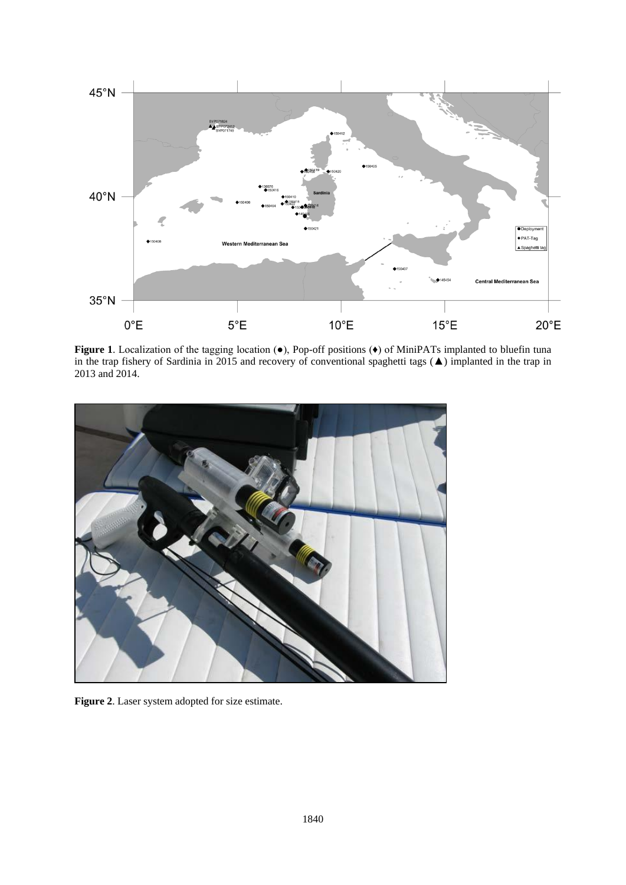**Figure 1**. Localization of the tagging location (●), Pop-off positions (♦) of MiniPATs implanted to bluefin tuna in the trap fishery of Sardinia in 2015 and recovery of conventional spaghetti tags (▲) implanted in the trap in 2013 and 2014.

**Figure 2**. Laser system adopted for size estimate.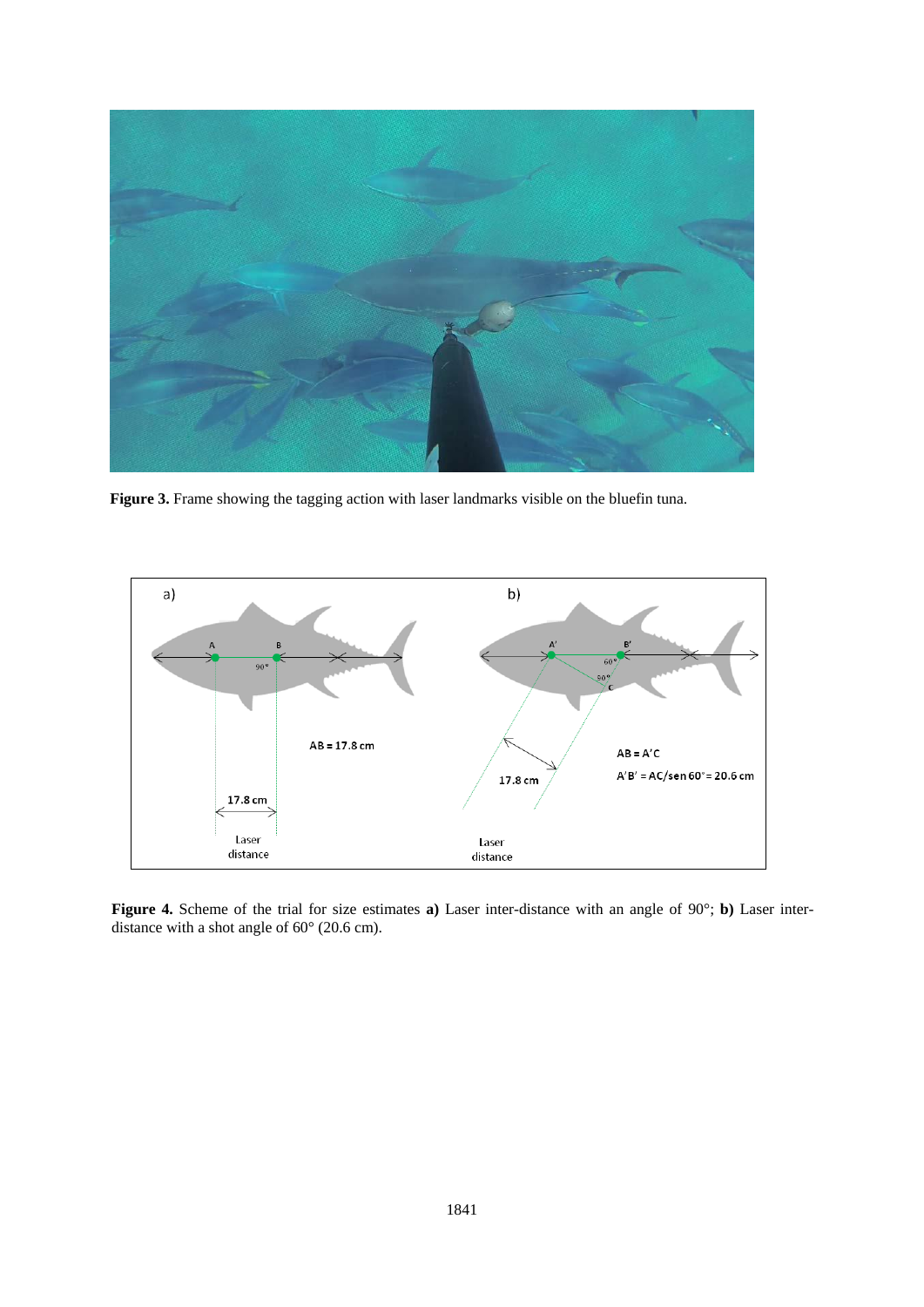**Figure 3.** Frame showing the tagging action with laser landmarks visible on the bluefin tuna.

a)

A

B

90°

AB = 17.8 cm

17.8 cm

Laser
distance

b)

A'

B'

60°

90°

C

17.8 cm

AB = A'C

A'B' = AC/sen 60° = 20.6 cm

Laser
distance

**Figure 4.** Scheme of the trial for size estimates **a)** Laser inter-distance with an angle of 90°; **b)** Laser inter-distance with a shot angle of 60° (20.6 cm).